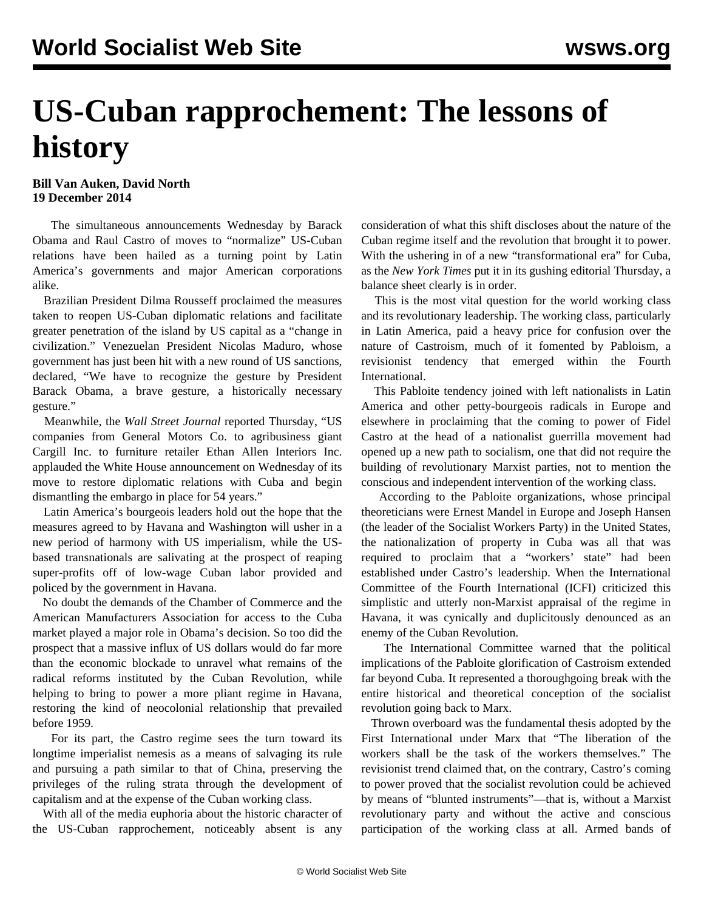# US-Cuban rapprochement: The lessons of history

**Bill Van Auken, David North**
**19 December 2014**

The simultaneous announcements Wednesday by Barack Obama and Raul Castro of moves to "normalize" US-Cuban relations have been hailed as a turning point by Latin America's governments and major American corporations alike.

Brazilian President Dilma Rousseff proclaimed the measures taken to reopen US-Cuban diplomatic relations and facilitate greater penetration of the island by US capital as a "change in civilization." Venezuelan President Nicolas Maduro, whose government has just been hit with a new round of US sanctions, declared, "We have to recognize the gesture by President Barack Obama, a brave gesture, a historically necessary gesture."

Meanwhile, the *Wall Street Journal* reported Thursday, "US companies from General Motors Co. to agribusiness giant Cargill Inc. to furniture retailer Ethan Allen Interiors Inc. applauded the White House announcement on Wednesday of its move to restore diplomatic relations with Cuba and begin dismantling the embargo in place for 54 years."

Latin America's bourgeois leaders hold out the hope that the measures agreed to by Havana and Washington will usher in a new period of harmony with US imperialism, while the US-based transnationals are salivating at the prospect of reaping super-profits off of low-wage Cuban labor provided and policed by the government in Havana.

No doubt the demands of the Chamber of Commerce and the American Manufacturers Association for access to the Cuba market played a major role in Obama's decision. So too did the prospect that a massive influx of US dollars would do far more than the economic blockade to unravel what remains of the radical reforms instituted by the Cuban Revolution, while helping to bring to power a more pliant regime in Havana, restoring the kind of neocolonial relationship that prevailed before 1959.

For its part, the Castro regime sees the turn toward its longtime imperialist nemesis as a means of salvaging its rule and pursuing a path similar to that of China, preserving the privileges of the ruling strata through the development of capitalism and at the expense of the Cuban working class.

With all of the media euphoria about the historic character of the US-Cuban rapprochement, noticeably absent is any consideration of what this shift discloses about the nature of the Cuban regime itself and the revolution that brought it to power. With the ushering in of a new "transformational era" for Cuba, as the *New York Times* put it in its gushing editorial Thursday, a balance sheet clearly is in order.

This is the most vital question for the world working class and its revolutionary leadership. The working class, particularly in Latin America, paid a heavy price for confusion over the nature of Castroism, much of it fomented by Pabloism, a revisionist tendency that emerged within the Fourth International.

This Pabloite tendency joined with left nationalists in Latin America and other petty-bourgeois radicals in Europe and elsewhere in proclaiming that the coming to power of Fidel Castro at the head of a nationalist guerrilla movement had opened up a new path to socialism, one that did not require the building of revolutionary Marxist parties, not to mention the conscious and independent intervention of the working class.

According to the Pabloite organizations, whose principal theoreticians were Ernest Mandel in Europe and Joseph Hansen (the leader of the Socialist Workers Party) in the United States, the nationalization of property in Cuba was all that was required to proclaim that a "workers' state" had been established under Castro's leadership. When the International Committee of the Fourth International (ICFI) criticized this simplistic and utterly non-Marxist appraisal of the regime in Havana, it was cynically and duplicitously denounced as an enemy of the Cuban Revolution.

The International Committee warned that the political implications of the Pabloite glorification of Castroism extended far beyond Cuba. It represented a thoroughgoing break with the entire historical and theoretical conception of the socialist revolution going back to Marx.

Thrown overboard was the fundamental thesis adopted by the First International under Marx that "The liberation of the workers shall be the task of the workers themselves." The revisionist trend claimed that, on the contrary, Castro's coming to power proved that the socialist revolution could be achieved by means of "blunted instruments"—that is, without a Marxist revolutionary party and without the active and conscious participation of the working class at all. Armed bands of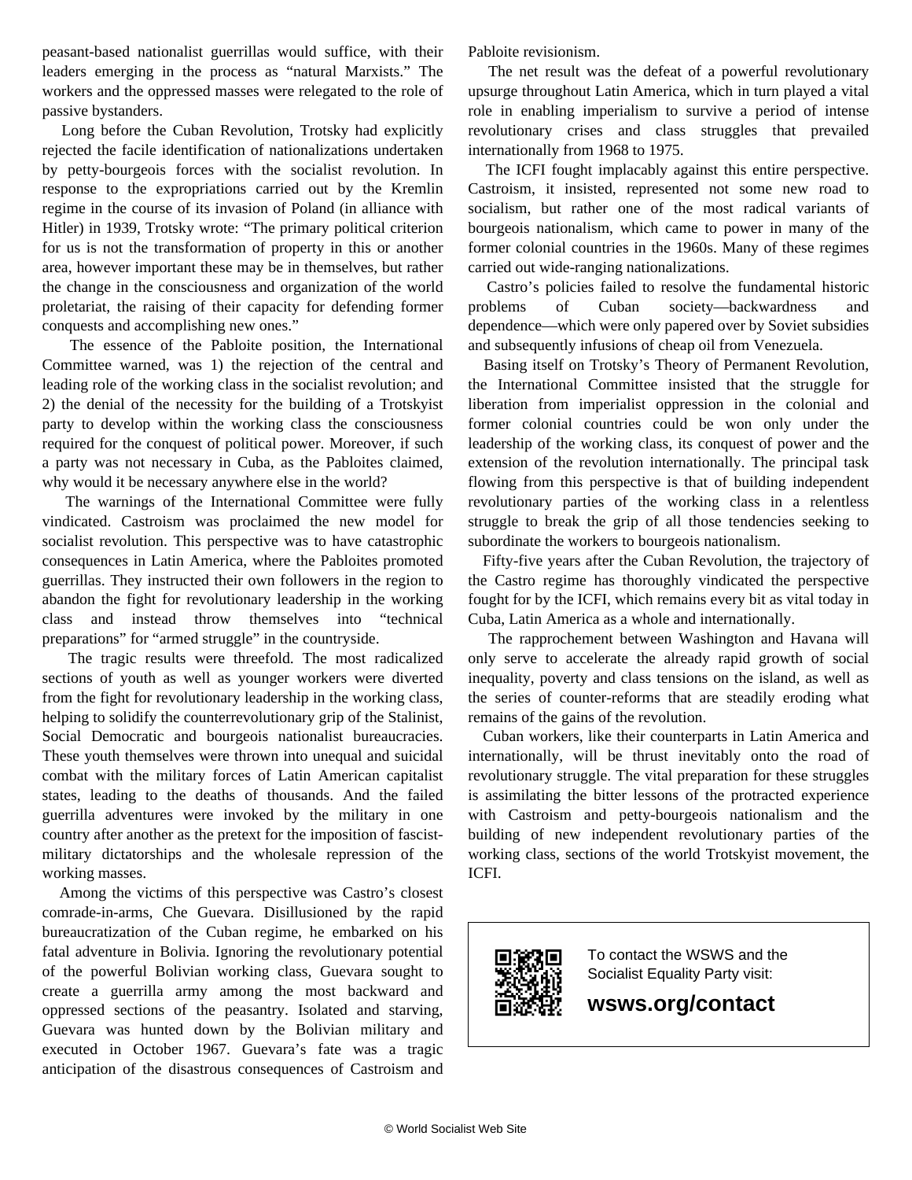peasant-based nationalist guerrillas would suffice, with their leaders emerging in the process as "natural Marxists." The workers and the oppressed masses were relegated to the role of passive bystanders.

Long before the Cuban Revolution, Trotsky had explicitly rejected the facile identification of nationalizations undertaken by petty-bourgeois forces with the socialist revolution. In response to the expropriations carried out by the Kremlin regime in the course of its invasion of Poland (in alliance with Hitler) in 1939, Trotsky wrote: "The primary political criterion for us is not the transformation of property in this or another area, however important these may be in themselves, but rather the change in the consciousness and organization of the world proletariat, the raising of their capacity for defending former conquests and accomplishing new ones."

The essence of the Pabloite position, the International Committee warned, was 1) the rejection of the central and leading role of the working class in the socialist revolution; and 2) the denial of the necessity for the building of a Trotskyist party to develop within the working class the consciousness required for the conquest of political power. Moreover, if such a party was not necessary in Cuba, as the Pabloites claimed, why would it be necessary anywhere else in the world?

The warnings of the International Committee were fully vindicated. Castroism was proclaimed the new model for socialist revolution. This perspective was to have catastrophic consequences in Latin America, where the Pabloites promoted guerrillas. They instructed their own followers in the region to abandon the fight for revolutionary leadership in the working class and instead throw themselves into "technical preparations" for "armed struggle" in the countryside.

The tragic results were threefold. The most radicalized sections of youth as well as younger workers were diverted from the fight for revolutionary leadership in the working class, helping to solidify the counterrevolutionary grip of the Stalinist, Social Democratic and bourgeois nationalist bureaucracies. These youth themselves were thrown into unequal and suicidal combat with the military forces of Latin American capitalist states, leading to the deaths of thousands. And the failed guerrilla adventures were invoked by the military in one country after another as the pretext for the imposition of fascist-military dictatorships and the wholesale repression of the working masses.

Among the victims of this perspective was Castro's closest comrade-in-arms, Che Guevara. Disillusioned by the rapid bureaucratization of the Cuban regime, he embarked on his fatal adventure in Bolivia. Ignoring the revolutionary potential of the powerful Bolivian working class, Guevara sought to create a guerrilla army among the most backward and oppressed sections of the peasantry. Isolated and starving, Guevara was hunted down by the Bolivian military and executed in October 1967. Guevara's fate was a tragic anticipation of the disastrous consequences of Castroism and Pabloite revisionism.

The net result was the defeat of a powerful revolutionary upsurge throughout Latin America, which in turn played a vital role in enabling imperialism to survive a period of intense revolutionary crises and class struggles that prevailed internationally from 1968 to 1975.

The ICFI fought implacably against this entire perspective. Castroism, it insisted, represented not some new road to socialism, but rather one of the most radical variants of bourgeois nationalism, which came to power in many of the former colonial countries in the 1960s. Many of these regimes carried out wide-ranging nationalizations.

Castro's policies failed to resolve the fundamental historic problems of Cuban society—backwardness and dependence—which were only papered over by Soviet subsidies and subsequently infusions of cheap oil from Venezuela.

Basing itself on Trotsky's Theory of Permanent Revolution, the International Committee insisted that the struggle for liberation from imperialist oppression in the colonial and former colonial countries could be won only under the leadership of the working class, its conquest of power and the extension of the revolution internationally. The principal task flowing from this perspective is that of building independent revolutionary parties of the working class in a relentless struggle to break the grip of all those tendencies seeking to subordinate the workers to bourgeois nationalism.

Fifty-five years after the Cuban Revolution, the trajectory of the Castro regime has thoroughly vindicated the perspective fought for by the ICFI, which remains every bit as vital today in Cuba, Latin America as a whole and internationally.

The rapprochement between Washington and Havana will only serve to accelerate the already rapid growth of social inequality, poverty and class tensions on the island, as well as the series of counter-reforms that are steadily eroding what remains of the gains of the revolution.

Cuban workers, like their counterparts in Latin America and internationally, will be thrust inevitably onto the road of revolutionary struggle. The vital preparation for these struggles is assimilating the bitter lessons of the protracted experience with Castroism and petty-bourgeois nationalism and the building of new independent revolutionary parties of the working class, sections of the world Trotskyist movement, the ICFI.

To contact the WSWS and the Socialist Equality Party visit:

**wsws.org/contact**